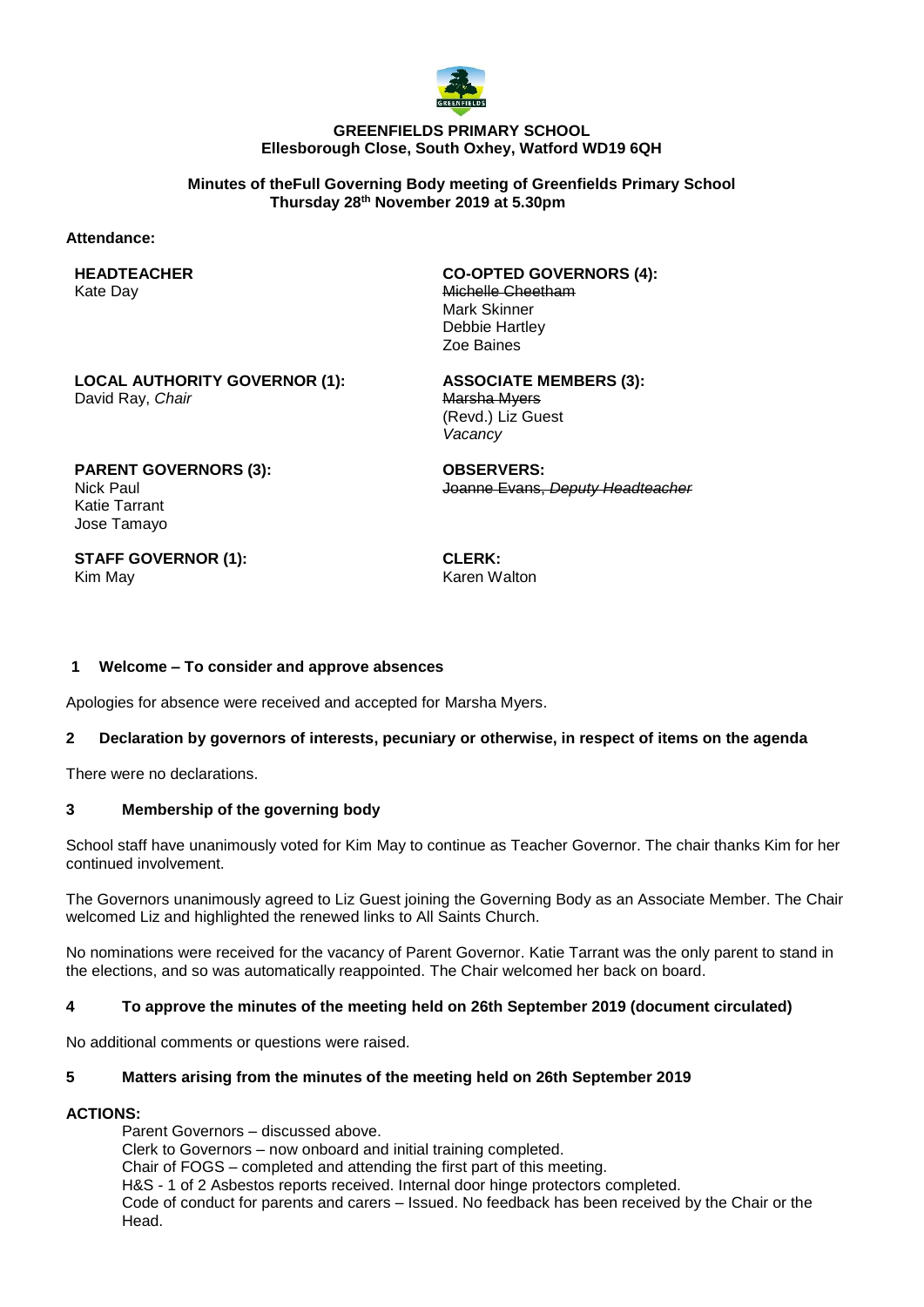**GREENFIELDS PRIMARY SCHOOL**
**Ellesborough Close, South Oxhey, Watford WD19 6QH**

**Minutes of theFull Governing Body meeting of Greenfields Primary School**
**Thursday 28th November 2019 at 5.30pm**

**Attendance:**

**HEADTEACHER**
Kate Day

**CO-OPTED GOVERNORS (4):**
~~Michelle Cheetham~~
Mark Skinner
Debbie Hartley
Zoe Baines

**LOCAL AUTHORITY GOVERNOR (1):**
David Ray, *Chair*

**ASSOCIATE MEMBERS (3):**
~~Marsha Myers~~
(Revd.) Liz Guest
*Vacancy*

**PARENT GOVERNORS (3):**
Nick Paul
Katie Tarrant
Jose Tamayo

**OBSERVERS:**
~~Joanne Evans, *Deputy Headteacher*~~

**STAFF GOVERNOR (1):**
Kim May

**CLERK:**
Karen Walton

### 1 Welcome – To consider and approve absences

Apologies for absence were received and accepted for Marsha Myers.

### 2 Declaration by governors of interests, pecuniary or otherwise, in respect of items on the agenda

There were no declarations.

### 3 Membership of the governing body

School staff have unanimously voted for Kim May to continue as Teacher Governor. The chair thanks Kim for her continued involvement.

The Governors unanimously agreed to Liz Guest joining the Governing Body as an Associate Member. The Chair welcomed Liz and highlighted the renewed links to All Saints Church.

No nominations were received for the vacancy of Parent Governor. Katie Tarrant was the only parent to stand in the elections, and so was automatically reappointed. The Chair welcomed her back on board.

### 4 To approve the minutes of the meeting held on 26th September 2019 (document circulated)

No additional comments or questions were raised.

### 5 Matters arising from the minutes of the meeting held on 26th September 2019

**ACTIONS:**

Parent Governors – discussed above.
Clerk to Governors – now onboard and initial training completed.
Chair of FOGS – completed and attending the first part of this meeting.
H&S - 1 of 2 Asbestos reports received. Internal door hinge protectors completed.
Code of conduct for parents and carers – Issued. No feedback has been received by the Chair or the Head.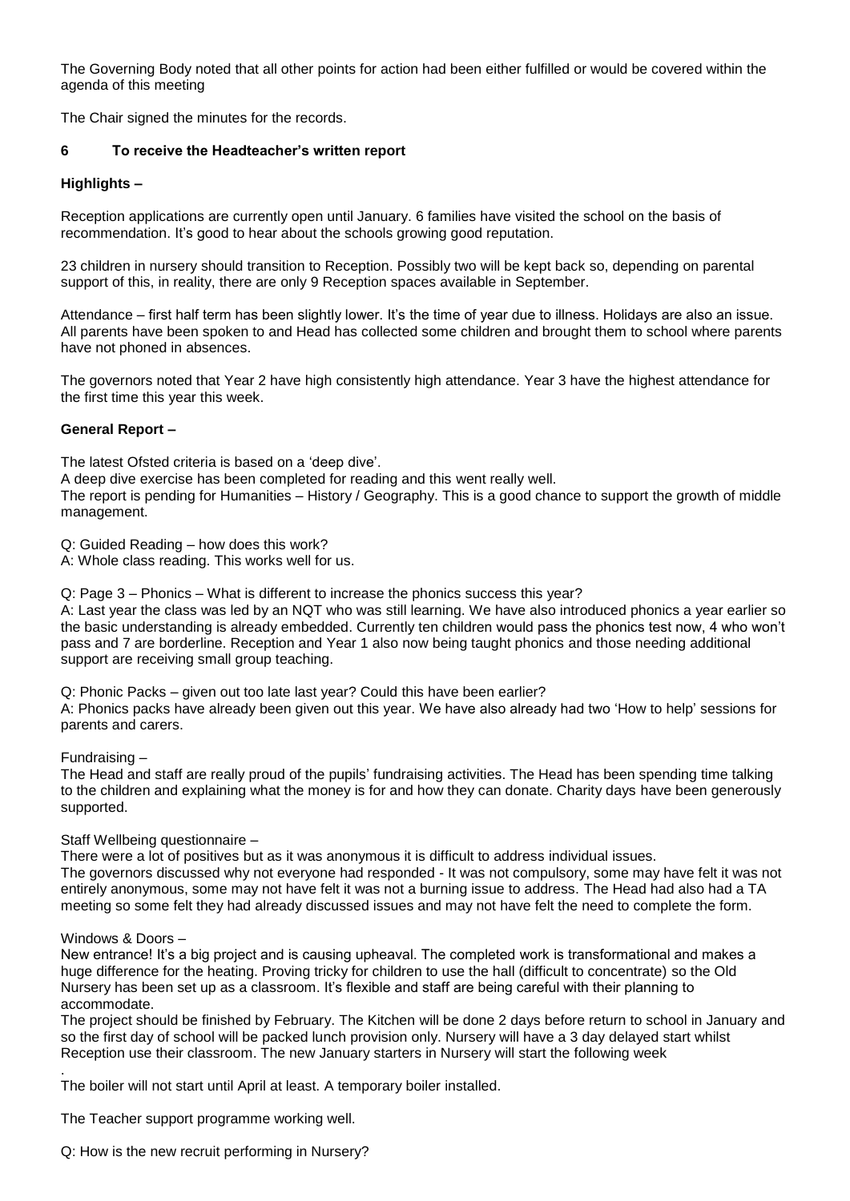The Governing Body noted that all other points for action had been either fulfilled or would be covered within the agenda of this meeting

The Chair signed the minutes for the records.

### 6 To receive the Headteacher's written report

**Highlights –**

Reception applications are currently open until January. 6 families have visited the school on the basis of recommendation. It's good to hear about the schools growing good reputation.

23 children in nursery should transition to Reception. Possibly two will be kept back so, depending on parental support of this, in reality, there are only 9 Reception spaces available in September.

Attendance – first half term has been slightly lower. It's the time of year due to illness. Holidays are also an issue. All parents have been spoken to and Head has collected some children and brought them to school where parents have not phoned in absences.

The governors noted that Year 2 have high consistently high attendance. Year 3 have the highest attendance for the first time this year this week.

**General Report –**

The latest Ofsted criteria is based on a 'deep dive'.
A deep dive exercise has been completed for reading and this went really well.
The report is pending for Humanities – History / Geography. This is a good chance to support the growth of middle management.

Q: Guided Reading – how does this work?
A: Whole class reading. This works well for us.

Q: Page 3 – Phonics – What is different to increase the phonics success this year?
A: Last year the class was led by an NQT who was still learning. We have also introduced phonics a year earlier so the basic understanding is already embedded. Currently ten children would pass the phonics test now, 4 who won't pass and 7 are borderline. Reception and Year 1 also now being taught phonics and those needing additional support are receiving small group teaching.

Q: Phonic Packs – given out too late last year? Could this have been earlier?
A: Phonics packs have already been given out this year. We have also already had two 'How to help' sessions for parents and carers.

Fundraising –
The Head and staff are really proud of the pupils' fundraising activities. The Head has been spending time talking to the children and explaining what the money is for and how they can donate. Charity days have been generously supported.

Staff Wellbeing questionnaire –
There were a lot of positives but as it was anonymous it is difficult to address individual issues.
The governors discussed why not everyone had responded - It was not compulsory, some may have felt it was not entirely anonymous, some may not have felt it was not a burning issue to address. The Head had also had a TA meeting so some felt they had already discussed issues and may not have felt the need to complete the form.

Windows & Doors –
New entrance! It's a big project and is causing upheaval. The completed work is transformational and makes a huge difference for the heating. Proving tricky for children to use the hall (difficult to concentrate) so the Old Nursery has been set up as a classroom. It's flexible and staff are being careful with their planning to accommodate.
The project should be finished by February. The Kitchen will be done 2 days before return to school in January and so the first day of school will be packed lunch provision only. Nursery will have a 3 day delayed start whilst Reception use their classroom. The new January starters in Nursery will start the following week
.
The boiler will not start until April at least. A temporary boiler installed.

The Teacher support programme working well.

Q: How is the new recruit performing in Nursery?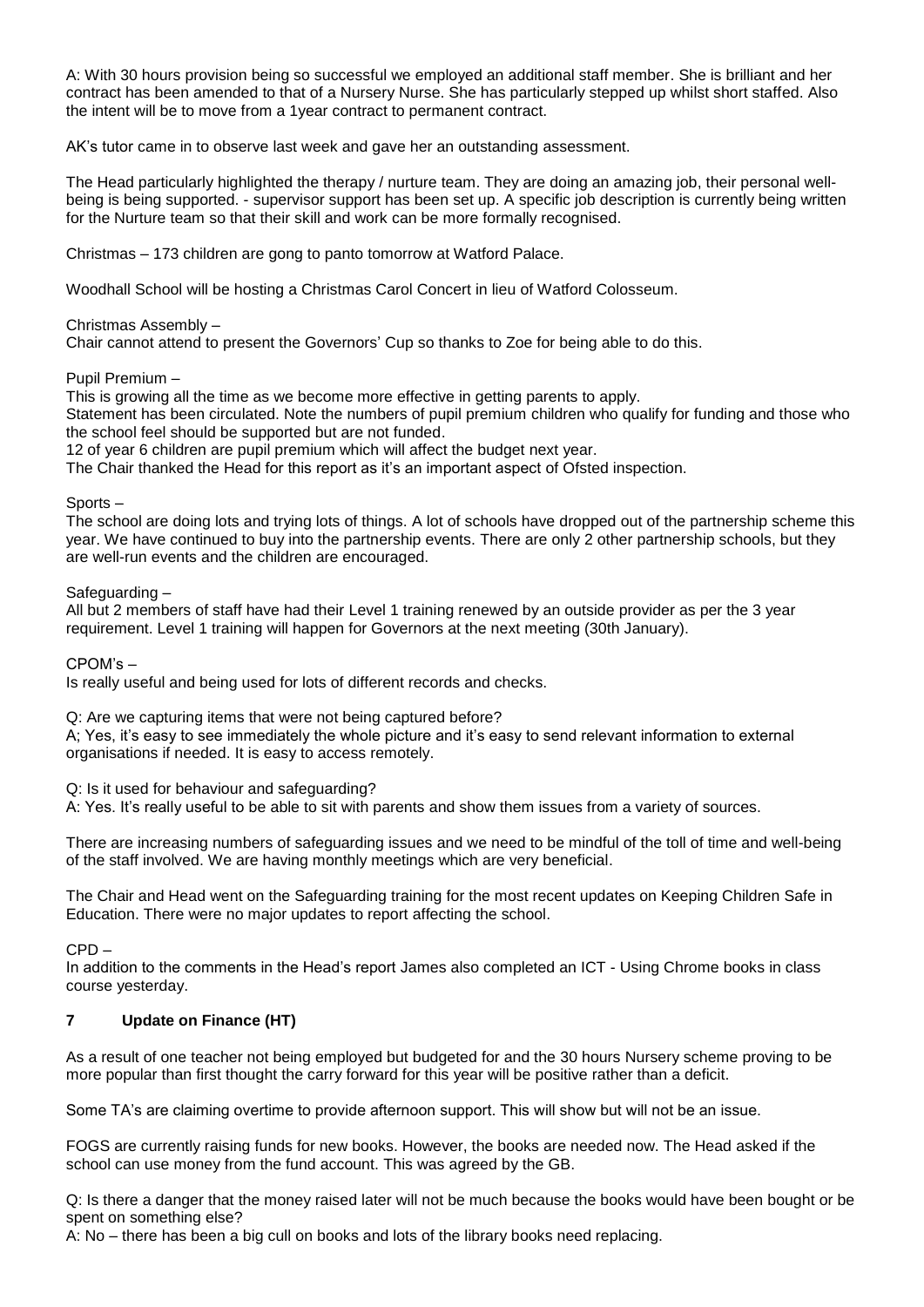A: With 30 hours provision being so successful we employed an additional staff member. She is brilliant and her contract has been amended to that of a Nursery Nurse. She has particularly stepped up whilst short staffed. Also the intent will be to move from a 1year contract to permanent contract.

AK's tutor came in to observe last week and gave her an outstanding assessment.

The Head particularly highlighted the therapy / nurture team. They are doing an amazing job, their personal well-being is being supported. - supervisor support has been set up. A specific job description is currently being written for the Nurture team so that their skill and work can be more formally recognised.

Christmas – 173 children are gong to panto tomorrow at Watford Palace.

Woodhall School will be hosting a Christmas Carol Concert in lieu of Watford Colosseum.

Christmas Assembly –
Chair cannot attend to present the Governors' Cup so thanks to Zoe for being able to do this.

Pupil Premium –
This is growing all the time as we become more effective in getting parents to apply.
Statement has been circulated. Note the numbers of pupil premium children who qualify for funding and those who the school feel should be supported but are not funded.
12 of year 6 children are pupil premium which will affect the budget next year.
The Chair thanked the Head for this report as it's an important aspect of Ofsted inspection.

Sports –
The school are doing lots and trying lots of things. A lot of schools have dropped out of the partnership scheme this year. We have continued to buy into the partnership events. There are only 2 other partnership schools, but they are well-run events and the children are encouraged.

Safeguarding –
All but 2 members of staff have had their Level 1 training renewed by an outside provider as per the 3 year requirement. Level 1 training will happen for Governors at the next meeting (30th January).

CPOM's –
Is really useful and being used for lots of different records and checks.

Q: Are we capturing items that were not being captured before?
A; Yes, it's easy to see immediately the whole picture and it's easy to send relevant information to external organisations if needed. It is easy to access remotely.

Q: Is it used for behaviour and safeguarding?
A: Yes. It's really useful to be able to sit with parents and show them issues from a variety of sources.

There are increasing numbers of safeguarding issues and we need to be mindful of the toll of time and well-being of the staff involved. We are having monthly meetings which are very beneficial.

The Chair and Head went on the Safeguarding training for the most recent updates on Keeping Children Safe in Education. There were no major updates to report affecting the school.

CPD –
In addition to the comments in the Head's report James also completed an ICT - Using Chrome books in class course yesterday.

## 7 Update on Finance (HT)

As a result of one teacher not being employed but budgeted for and the 30 hours Nursery scheme proving to be more popular than first thought the carry forward for this year will be positive rather than a deficit.

Some TA's are claiming overtime to provide afternoon support. This will show but will not be an issue.

FOGS are currently raising funds for new books. However, the books are needed now. The Head asked if the school can use money from the fund account. This was agreed by the GB.

Q: Is there a danger that the money raised later will not be much because the books would have been bought or be spent on something else?
A: No – there has been a big cull on books and lots of the library books need replacing.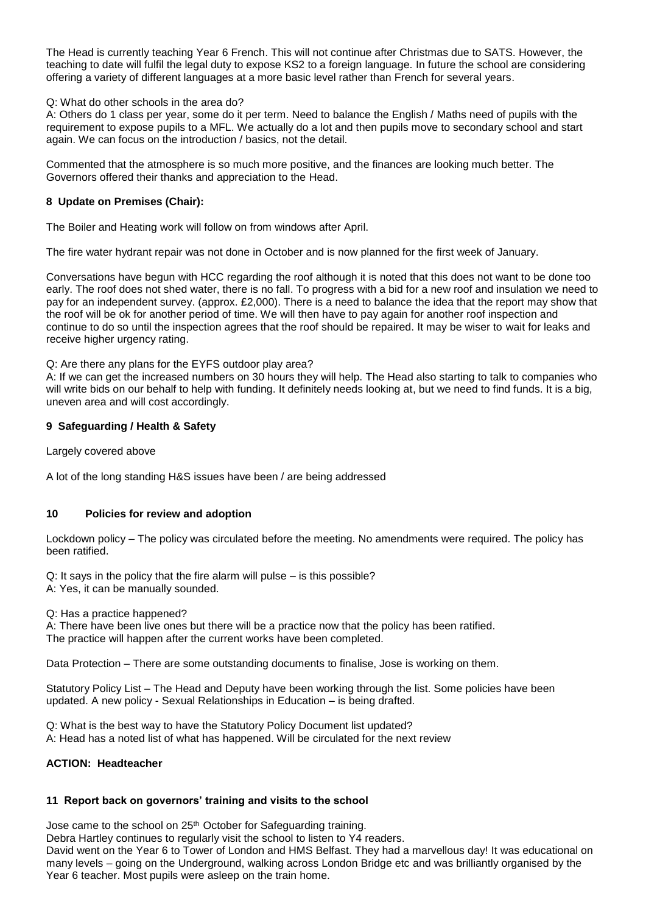The Head is currently teaching Year 6 French. This will not continue after Christmas due to SATS. However, the teaching to date will fulfil the legal duty to expose KS2 to a foreign language. In future the school are considering offering a variety of different languages at a more basic level rather than French for several years.

Q: What do other schools in the area do?
A: Others do 1 class per year, some do it per term. Need to balance the English / Maths need of pupils with the requirement to expose pupils to a MFL. We actually do a lot and then pupils move to secondary school and start again. We can focus on the introduction / basics, not the detail.

Commented that the atmosphere is so much more positive, and the finances are looking much better. The Governors offered their thanks and appreciation to the Head.

**8 Update on Premises (Chair):**

The Boiler and Heating work will follow on from windows after April.

The fire water hydrant repair was not done in October and is now planned for the first week of January.

Conversations have begun with HCC regarding the roof although it is noted that this does not want to be done too early. The roof does not shed water, there is no fall. To progress with a bid for a new roof and insulation we need to pay for an independent survey. (approx. £2,000). There is a need to balance the idea that the report may show that the roof will be ok for another period of time. We will then have to pay again for another roof inspection and continue to do so until the inspection agrees that the roof should be repaired. It may be wiser to wait for leaks and receive higher urgency rating.

Q: Are there any plans for the EYFS outdoor play area?
A: If we can get the increased numbers on 30 hours they will help. The Head also starting to talk to companies who will write bids on our behalf to help with funding. It definitely needs looking at, but we need to find funds. It is a big, uneven area and will cost accordingly.

**9 Safeguarding / Health & Safety**

Largely covered above

A lot of the long standing H&S issues have been / are being addressed

**10 Policies for review and adoption**

Lockdown policy – The policy was circulated before the meeting. No amendments were required. The policy has been ratified.

Q: It says in the policy that the fire alarm will pulse – is this possible?
A: Yes, it can be manually sounded.

Q: Has a practice happened?
A: There have been live ones but there will be a practice now that the policy has been ratified.
The practice will happen after the current works have been completed.

Data Protection – There are some outstanding documents to finalise, Jose is working on them.

Statutory Policy List – The Head and Deputy have been working through the list. Some policies have been updated. A new policy - Sexual Relationships in Education – is being drafted.

Q: What is the best way to have the Statutory Policy Document list updated?
A: Head has a noted list of what has happened. Will be circulated for the next review

**ACTION: Headteacher**

**11 Report back on governors' training and visits to the school**

Jose came to the school on 25th October for Safeguarding training.
Debra Hartley continues to regularly visit the school to listen to Y4 readers.
David went on the Year 6 to Tower of London and HMS Belfast. They had a marvellous day! It was educational on many levels – going on the Underground, walking across London Bridge etc and was brilliantly organised by the Year 6 teacher. Most pupils were asleep on the train home.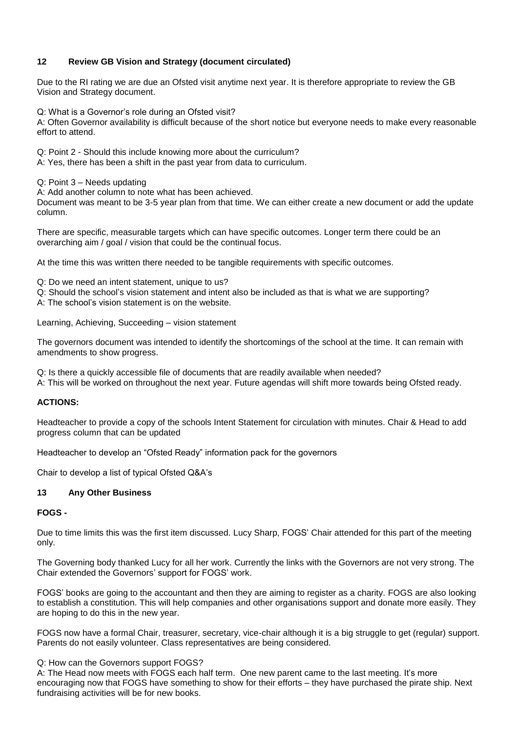## 12 Review GB Vision and Strategy (document circulated)

Due to the RI rating we are due an Ofsted visit anytime next year. It is therefore appropriate to review the GB Vision and Strategy document.

Q: What is a Governor's role during an Ofsted visit?
A: Often Governor availability is difficult because of the short notice but everyone needs to make every reasonable effort to attend.

Q: Point 2 - Should this include knowing more about the curriculum?
A: Yes, there has been a shift in the past year from data to curriculum.

Q: Point 3 – Needs updating
A: Add another column to note what has been achieved.
Document was meant to be 3-5 year plan from that time. We can either create a new document or add the update column.

There are specific, measurable targets which can have specific outcomes. Longer term there could be an overarching aim / goal / vision that could be the continual focus.

At the time this was written there needed to be tangible requirements with specific outcomes.

Q: Do we need an intent statement, unique to us?
Q: Should the school's vision statement and intent also be included as that is what we are supporting?
A: The school's vision statement is on the website.

Learning, Achieving, Succeeding – vision statement

The governors document was intended to identify the shortcomings of the school at the time. It can remain with amendments to show progress.

Q: Is there a quickly accessible file of documents that are readily available when needed?
A: This will be worked on throughout the next year. Future agendas will shift more towards being Ofsted ready.

**ACTIONS:**

Headteacher to provide a copy of the schools Intent Statement for circulation with minutes. Chair & Head to add progress column that can be updated

Headteacher to develop an "Ofsted Ready" information pack for the governors

Chair to develop a list of typical Ofsted Q&A's

## 13 Any Other Business

**FOGS -**

Due to time limits this was the first item discussed. Lucy Sharp, FOGS' Chair attended for this part of the meeting only.

The Governing body thanked Lucy for all her work. Currently the links with the Governors are not very strong. The Chair extended the Governors' support for FOGS' work.

FOGS' books are going to the accountant and then they are aiming to register as a charity. FOGS are also looking to establish a constitution. This will help companies and other organisations support and donate more easily. They are hoping to do this in the new year.

FOGS now have a formal Chair, treasurer, secretary, vice-chair although it is a big struggle to get (regular) support. Parents do not easily volunteer. Class representatives are being considered.

Q: How can the Governors support FOGS?
A: The Head now meets with FOGS each half term. One new parent came to the last meeting. It's more encouraging now that FOGS have something to show for their efforts – they have purchased the pirate ship. Next fundraising activities will be for new books.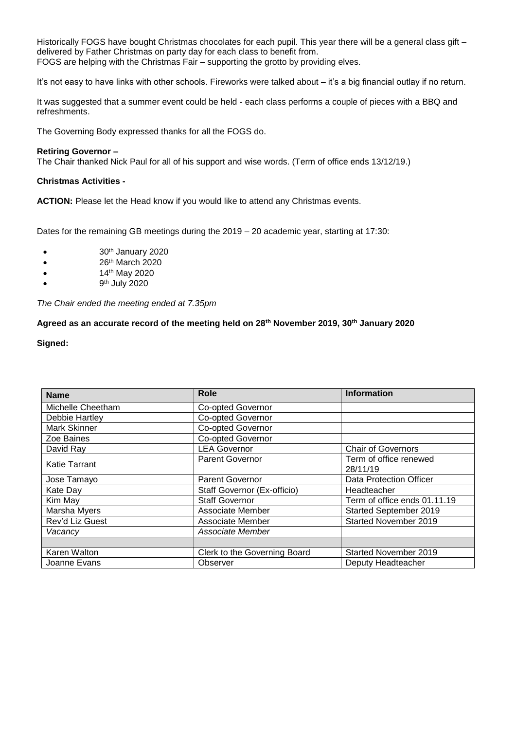Historically FOGS have bought Christmas chocolates for each pupil. This year there will be a general class gift – delivered by Father Christmas on party day for each class to benefit from.
FOGS are helping with the Christmas Fair – supporting the grotto by providing elves.

It's not easy to have links with other schools. Fireworks were talked about – it's a big financial outlay if no return.

It was suggested that a summer event could be held - each class performs a couple of pieces with a BBQ and refreshments.

The Governing Body expressed thanks for all the FOGS do.

**Retiring Governor –**
The Chair thanked Nick Paul for all of his support and wise words. (Term of office ends 13/12/19.)

**Christmas Activities -**

**ACTION:** Please let the Head know if you would like to attend any Christmas events.

Dates for the remaining GB meetings during the 2019 – 20 academic year, starting at 17:30:

- 30th January 2020
- 26th March 2020
- 14th May 2020
- 9th July 2020

*The Chair ended the meeting ended at 7.35pm*

**Agreed as an accurate record of the meeting held on 28th November 2019, 30th January 2020**

**Signed:**

| Name | Role | Information |
|---|---|---|
| Michelle Cheetham | Co-opted Governor | |
| Debbie Hartley | Co-opted Governor | |
| Mark Skinner | Co-opted Governor | |
| Zoe Baines | Co-opted Governor | |
| David Ray | LEA Governor | Chair of Governors |
| Katie Tarrant | Parent Governor | Term of office renewed 28/11/19 |
| Jose Tamayo | Parent Governor | Data Protection Officer |
| Kate Day | Staff Governor (Ex-officio) | Headteacher |
| Kim May | Staff Governor | Term of office ends 01.11.19 |
| Marsha Myers | Associate Member | Started September 2019 |
| Rev'd Liz Guest | Associate Member | Started November 2019 |
| *Vacancy* | *Associate Member* | |
| | | |
| Karen Walton | Clerk to the Governing Board | Started November 2019 |
| Joanne Evans | Observer | Deputy Headteacher |